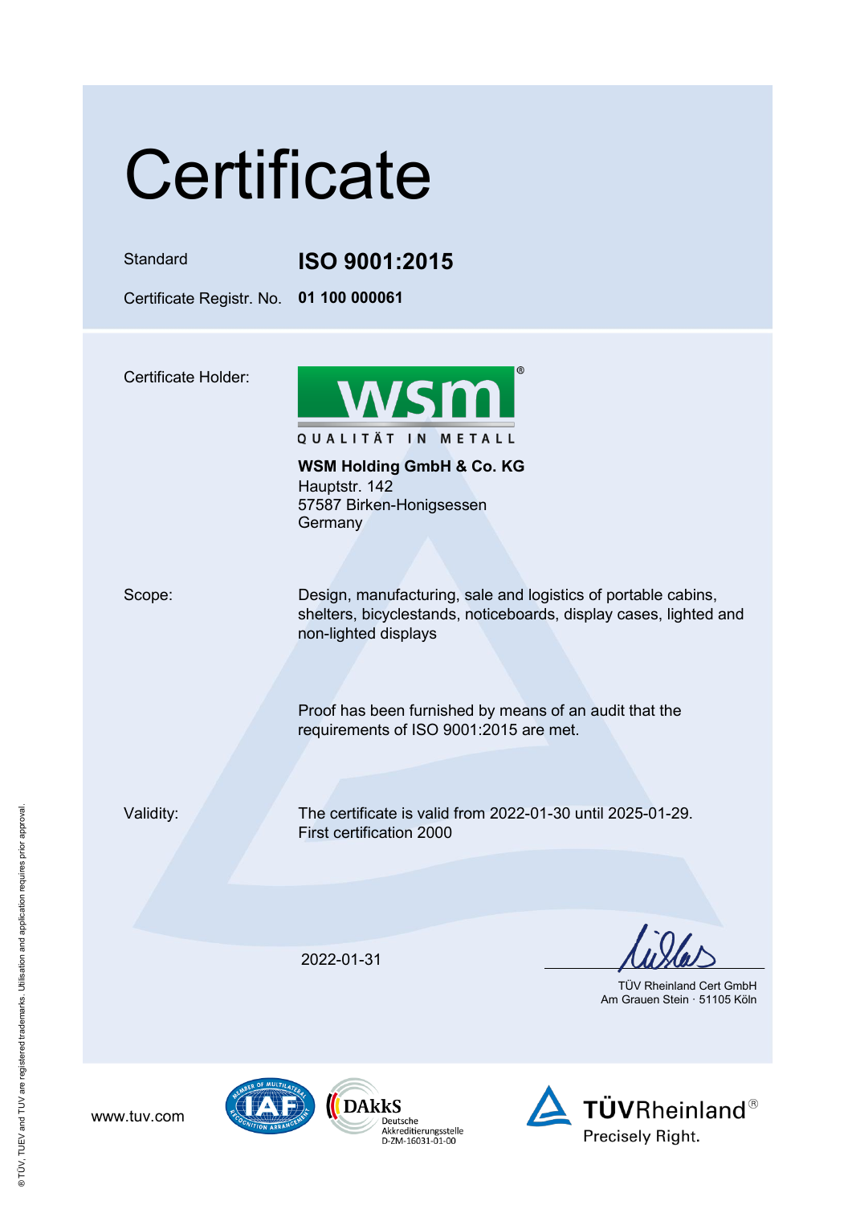# Certificate

| | |
|---|---|
| Standard | **ISO 9001:2015** |
| Certificate Registr. No. | **01 100 000061** |

Certificate Holder:

WSM
QUALITÄT IN METALL

**WSM Holding GmbH & Co. KG**
Hauptstr. 142
57587 Birken-Honigsessen
Germany

Scope:

Design, manufacturing, sale and logistics of portable cabins, shelters, bicyclestands, noticeboards, display cases, lighted and non-lighted displays

Proof has been furnished by means of an audit that the requirements of ISO 9001:2015 are met.

Validity:

The certificate is valid from 2022-01-30 until 2025-01-29.
First certification 2000

2022-01-31

TÜV Rheinland Cert GmbH
Am Grauen Stein · 51105 Köln

www.tuv.com

DAkkS Deutsche Akkreditierungsstelle D-ZM-16031-01-00

TÜVRheinland® Precisely Right.

® TÜV, TUEV and TUV are registered trademarks. Utilisation and application requires prior approval.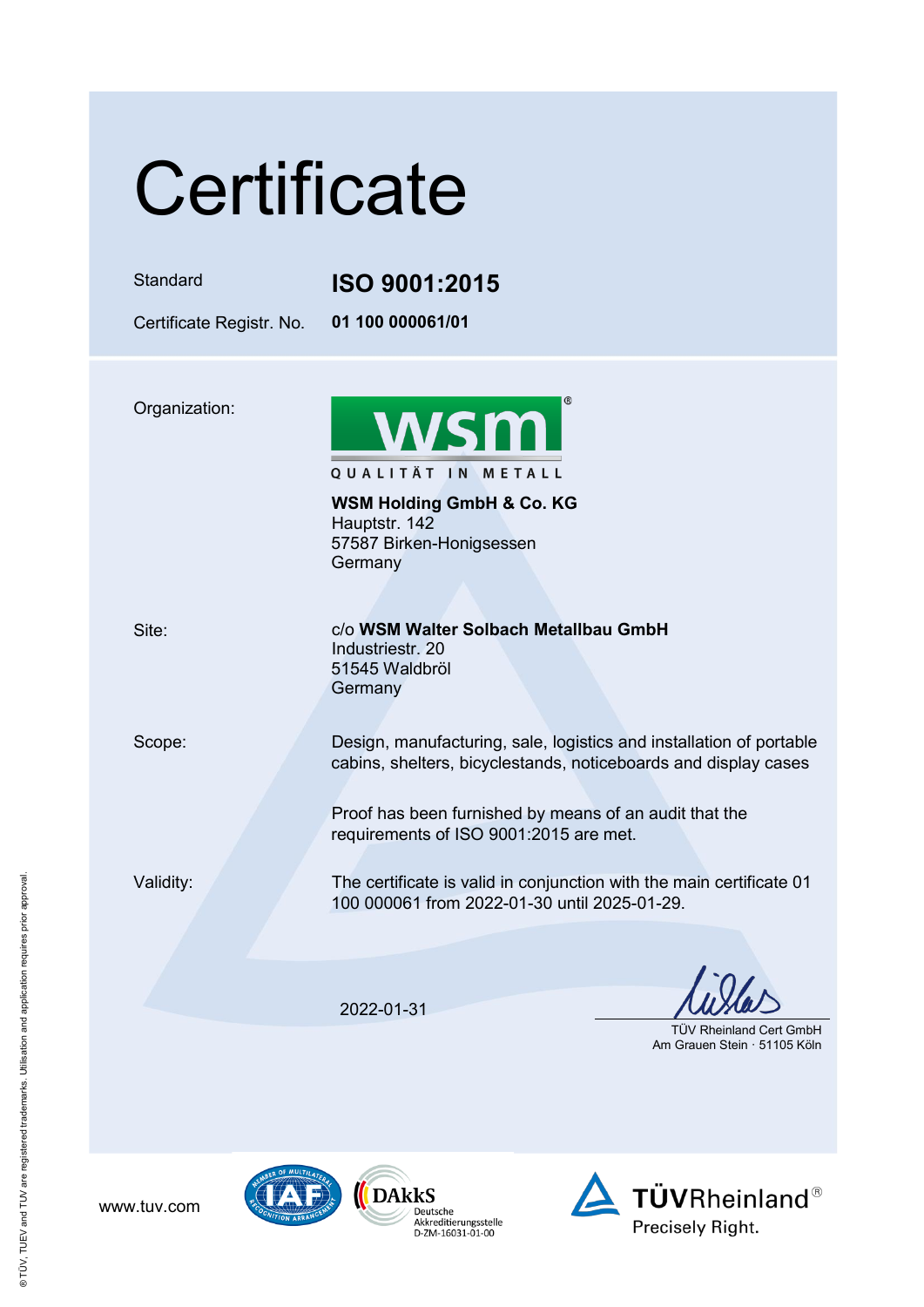# Certificate

| | |
|---|---|
| Standard | **ISO 9001:2015** |
| Certificate Registr. No. | **01 100 000061/01** |

Organization:

wsm®

QUALITÄT IN METALL

**WSM Holding GmbH & Co. KG**
Hauptstr. 142
57587 Birken-Honigsessen
Germany

Site:

c/o **WSM Walter Solbach Metallbau GmbH**
Industriestr. 20
51545 Waldbröl
Germany

Scope:

Design, manufacturing, sale, logistics and installation of portable cabins, shelters, bicyclestands, noticeboards and display cases

Proof has been furnished by means of an audit that the requirements of ISO 9001:2015 are met.

Validity:

The certificate is valid in conjunction with the main certificate 01 100 000061 from 2022-01-30 until 2025-01-29.

2022-01-31

TÜV Rheinland Cert GmbH
Am Grauen Stein · 51105 Köln

www.tuv.com

DAkkS Deutsche Akkreditierungsstelle D-ZM-16031-01-00

TÜVRheinland® Precisely Right.

® TÜV, TUEV and TUV are registered trademarks. Utilisation and application requires prior approval.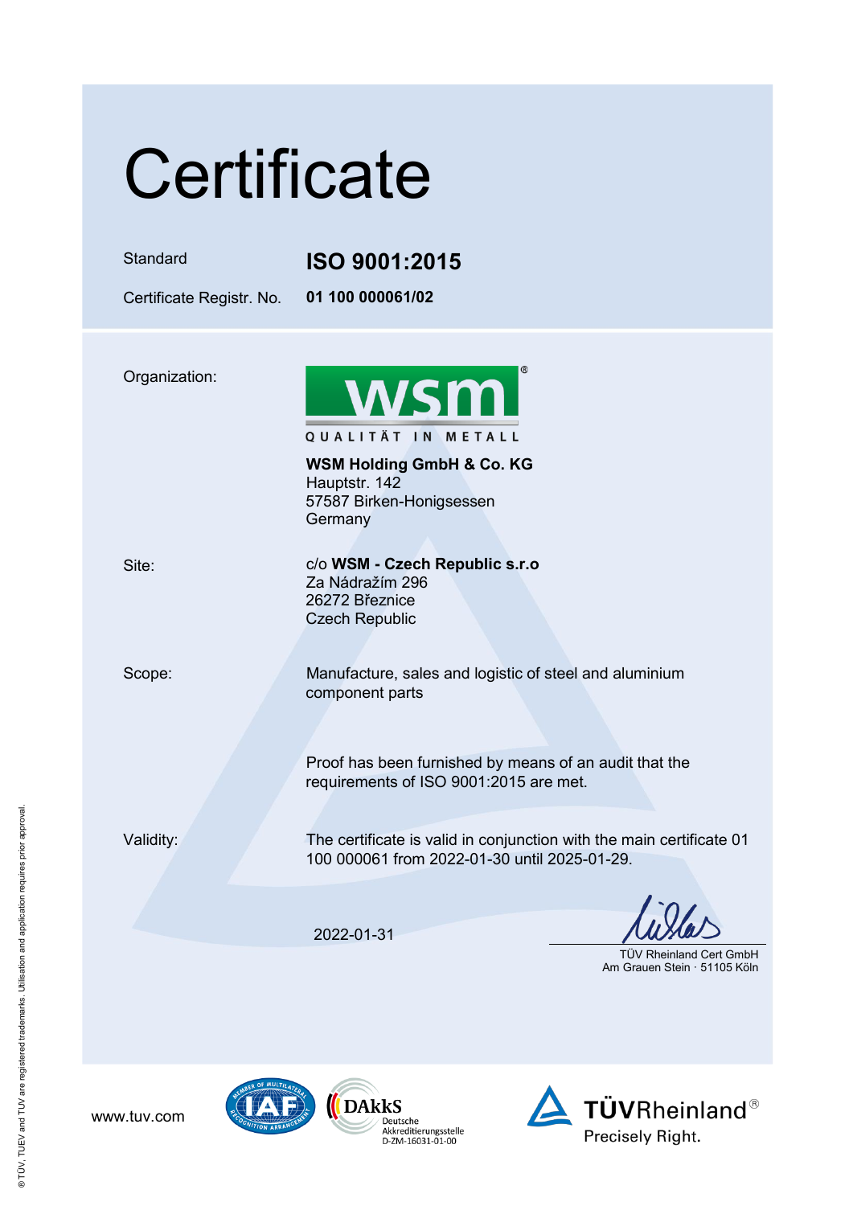# Certificate

| | |
|---|---|
| Standard | **ISO 9001:2015** |
| Certificate Registr. No. | **01 100 000061/02** |

Organization:

wsm®
QUALITÄT IN METALL

**WSM Holding GmbH & Co. KG**
Hauptstr. 142
57587 Birken-Honigsessen
Germany

Site:

c/o **WSM - Czech Republic s.r.o**
Za Nádražím 296
26272 Březnice
Czech Republic

Scope:

Manufacture, sales and logistic of steel and aluminium component parts

Proof has been furnished by means of an audit that the requirements of ISO 9001:2015 are met.

Validity:

The certificate is valid in conjunction with the main certificate 01 100 000061 from 2022-01-30 until 2025-01-29.

2022-01-31

TÜV Rheinland Cert GmbH
Am Grauen Stein · 51105 Köln

www.tuv.com

DAkkS Deutsche Akkreditierungsstelle D-ZM-16031-01-00

TÜVRheinland® Precisely Right.

® TÜV, TUEV and TUV are registered trademarks. Utilisation and application requires prior approval.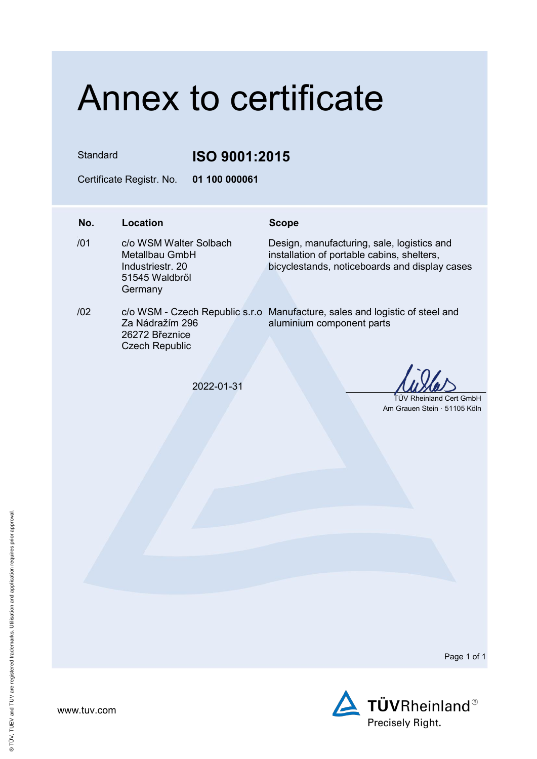# Annex to certificate

Standard **ISO 9001:2015**

Certificate Registr. No. **01 100 000061**

| No. | Location | Scope |
|---|---|---|
| /01 | c/o WSM Walter Solbach Metallbau GmbH<br>Industriestr. 20<br>51545 Waldbröl<br>Germany | Design, manufacturing, sale, logistics and installation of portable cabins, shelters, bicyclestands, noticeboards and display cases |
| /02 | c/o WSM - Czech Republic s.r.o<br>Za Nádražím 296<br>26272 Březnice<br>Czech Republic | Manufacture, sales and logistic of steel and aluminium component parts |

2022-01-31

TÜV Rheinland Cert GmbH
Am Grauen Stein · 51105 Köln

www.tuv.com

TÜVRheinland®
Precisely Right.

® TÜV, TUEV and TUV are registered trademarks. Utilisation and application requires prior approval.